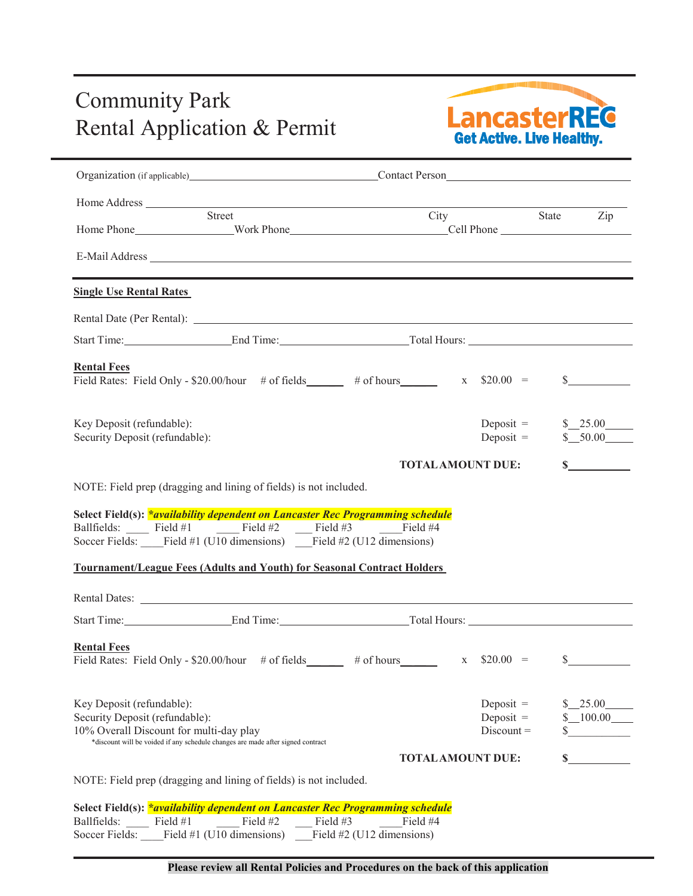# Community Park
# Rental Application & Permit

LancasterREC
Get Active. Live Healthy.

Organization (if applicable)________________________________ Contact Person________________________________

Home Address ______________________________________________________________________________________
Street                                                                                                   City                    State          Zip

Home Phone________________ Work Phone__________________________ Cell Phone ____________________

E-Mail Address ______________________________________________________________________________________

**Single Use Rental Rates**

Rental Date (Per Rental): ____________________________________________________________________________

Start Time:__________________ End Time:______________________ Total Hours: ___________________________

**Rental Fees**

Field Rates: Field Only - $20.00/hour    # of fields______    # of hours______    x  $20.00  =    $__________

Key Deposit (refundable):    Deposit =    $__25.00_____

Security Deposit (refundable):    Deposit =    $__50.00_____

**TOTAL AMOUNT DUE:** **$__________**

NOTE: Field prep (dragging and lining of fields) is not included.

**Select Field(s):** ***\*availability dependent on Lancaster Rec Programming schedule***

Ballfields: ____ Field #1    ____ Field #2    ___ Field #3    ____Field #4

Soccer Fields: ____Field #1 (U10 dimensions)    ___Field #2 (U12 dimensions)

**Tournament/League Fees (Adults and Youth) for Seasonal Contract Holders**

Rental Dates: ______________________________________________________________________________________

Start Time:__________________ End Time:______________________ Total Hours: ___________________________

**Rental Fees**

Field Rates: Field Only - $20.00/hour    # of fields______    # of hours______    x  $20.00  =    $__________

Key Deposit (refundable):    Deposit =    $__25.00_____

Security Deposit (refundable):    Deposit =    $__100.00____

10% Overall Discount for multi-day play    Discount =    $__________

*discount will be voided if any schedule changes are made after signed contract

**TOTAL AMOUNT DUE:** **$__________**

NOTE: Field prep (dragging and lining of fields) is not included.

**Select Field(s):** ***\*availability dependent on Lancaster Rec Programming schedule***

Ballfields: ____ Field #1    ____ Field #2    ___ Field #3    ____Field #4

Soccer Fields: ____Field #1 (U10 dimensions)    ___Field #2 (U12 dimensions)

**Please review all Rental Policies and Procedures on the back of this application**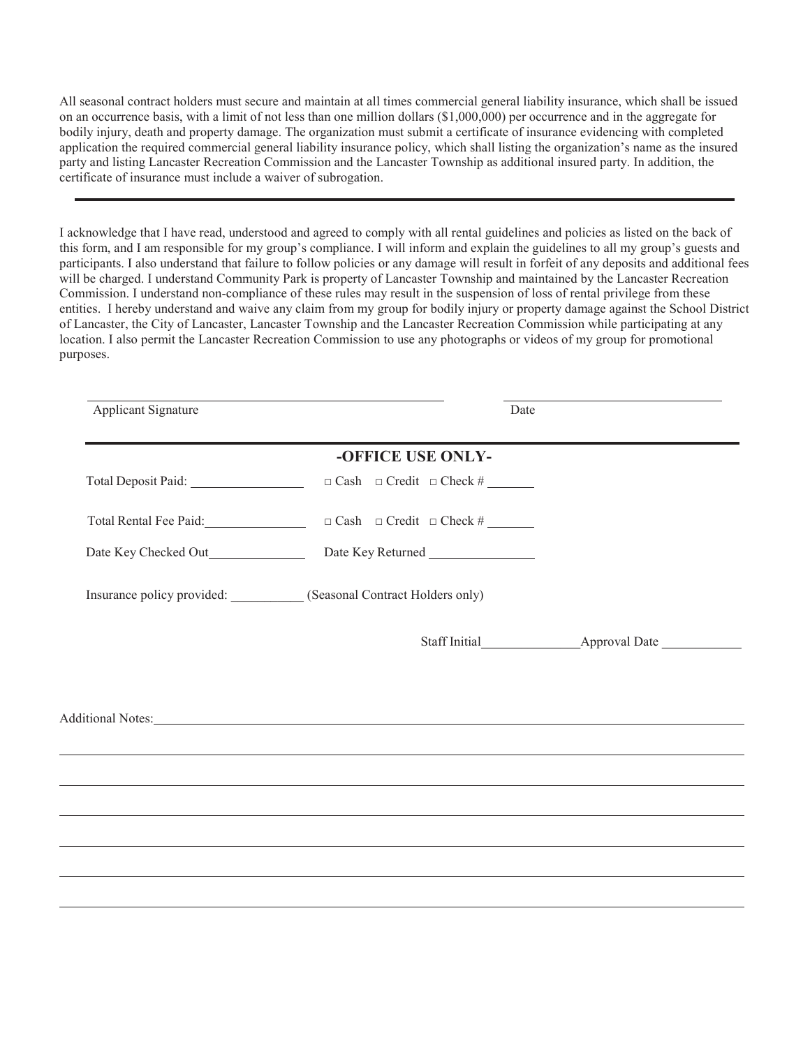All seasonal contract holders must secure and maintain at all times commercial general liability insurance, which shall be issued on an occurrence basis, with a limit of not less than one million dollars ($1,000,000) per occurrence and in the aggregate for bodily injury, death and property damage. The organization must submit a certificate of insurance evidencing with completed application the required commercial general liability insurance policy, which shall listing the organization's name as the insured party and listing Lancaster Recreation Commission and the Lancaster Township as additional insured party. In addition, the certificate of insurance must include a waiver of subrogation.

---

I acknowledge that I have read, understood and agreed to comply with all rental guidelines and policies as listed on the back of this form, and I am responsible for my group's compliance. I will inform and explain the guidelines to all my group's guests and participants. I also understand that failure to follow policies or any damage will result in forfeit of any deposits and additional fees will be charged. I understand Community Park is property of Lancaster Township and maintained by the Lancaster Recreation Commission. I understand non-compliance of these rules may result in the suspension of loss of rental privilege from these entities. I hereby understand and waive any claim from my group for bodily injury or property damage against the School District of Lancaster, the City of Lancaster, Lancaster Township and the Lancaster Recreation Commission while participating at any location. I also permit the Lancaster Recreation Commission to use any photographs or videos of my group for promotional purposes.

______________________________ Applicant Signature &nbsp;&nbsp;&nbsp;&nbsp; ____________________ Date

---

## -OFFICE USE ONLY-

Total Deposit Paid: ____________ □ Cash □ Credit □ Check # ______

Total Rental Fee Paid: ____________ □ Cash □ Credit □ Check # ______

Date Key Checked Out ____________ Date Key Returned ____________

Insurance policy provided: ________ (Seasonal Contract Holders only)

Staff Initial ____________ Approval Date ____________

Additional Notes: ______________________________________________

______________________________________________

______________________________________________

______________________________________________

______________________________________________

______________________________________________

______________________________________________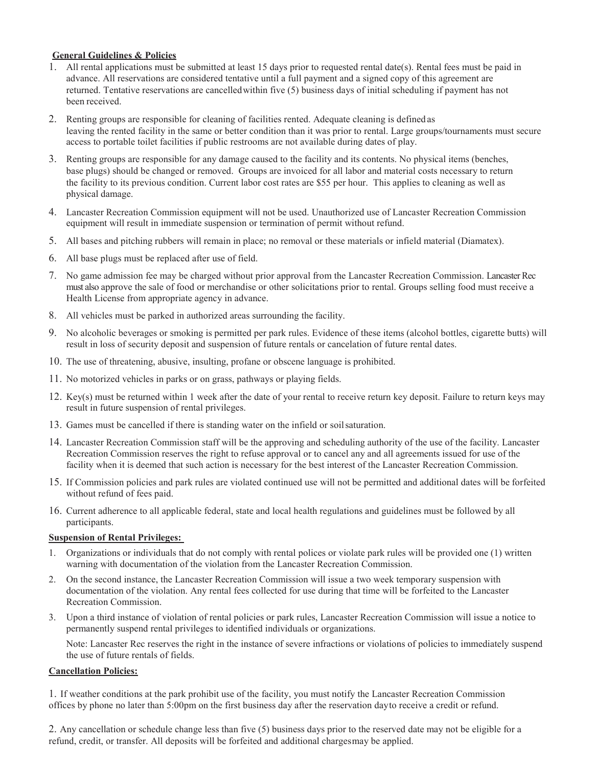**General Guidelines & Policies**

1. All rental applications must be submitted at least 15 days prior to requested rental date(s). Rental fees must be paid in advance. All reservations are considered tentative until a full payment and a signed copy of this agreement are returned. Tentative reservations are cancelled within five (5) business days of initial scheduling if payment has not been received.
2. Renting groups are responsible for cleaning of facilities rented. Adequate cleaning is defined as leaving the rented facility in the same or better condition than it was prior to rental. Large groups/tournaments must secure access to portable toilet facilities if public restrooms are not available during dates of play.
3. Renting groups are responsible for any damage caused to the facility and its contents. No physical items (benches, base plugs) should be changed or removed. Groups are invoiced for all labor and material costs necessary to return the facility to its previous condition. Current labor cost rates are $55 per hour. This applies to cleaning as well as physical damage.
4. Lancaster Recreation Commission equipment will not be used. Unauthorized use of Lancaster Recreation Commission equipment will result in immediate suspension or termination of permit without refund.
5. All bases and pitching rubbers will remain in place; no removal or these materials or infield material (Diamatex).
6. All base plugs must be replaced after use of field.
7. No game admission fee may be charged without prior approval from the Lancaster Recreation Commission. Lancaster Rec must also approve the sale of food or merchandise or other solicitations prior to rental. Groups selling food must receive a Health License from appropriate agency in advance.
8. All vehicles must be parked in authorized areas surrounding the facility.
9. No alcoholic beverages or smoking is permitted per park rules. Evidence of these items (alcohol bottles, cigarette butts) will result in loss of security deposit and suspension of future rentals or cancelation of future rental dates.
10. The use of threatening, abusive, insulting, profane or obscene language is prohibited.
11. No motorized vehicles in parks or on grass, pathways or playing fields.
12. Key(s) must be returned within 1 week after the date of your rental to receive return key deposit. Failure to return keys may result in future suspension of rental privileges.
13. Games must be cancelled if there is standing water on the infield or soil saturation.
14. Lancaster Recreation Commission staff will be the approving and scheduling authority of the use of the facility. Lancaster Recreation Commission reserves the right to refuse approval or to cancel any and all agreements issued for use of the facility when it is deemed that such action is necessary for the best interest of the Lancaster Recreation Commission.
15. If Commission policies and park rules are violated continued use will not be permitted and additional dates will be forfeited without refund of fees paid.
16. Current adherence to all applicable federal, state and local health regulations and guidelines must be followed by all participants.

**Suspension of Rental Privileges:**

1. Organizations or individuals that do not comply with rental polices or violate park rules will be provided one (1) written warning with documentation of the violation from the Lancaster Recreation Commission.
2. On the second instance, the Lancaster Recreation Commission will issue a two week temporary suspension with documentation of the violation. Any rental fees collected for use during that time will be forfeited to the Lancaster Recreation Commission.
3. Upon a third instance of violation of rental policies or park rules, Lancaster Recreation Commission will issue a notice to permanently suspend rental privileges to identified individuals or organizations.

   Note: Lancaster Rec reserves the right in the instance of severe infractions or violations of policies to immediately suspend the use of future rentals of fields.

**Cancellation Policies:**

1. If weather conditions at the park prohibit use of the facility, you must notify the Lancaster Recreation Commission offices by phone no later than 5:00pm on the first business day after the reservation day to receive a credit or refund.

2. Any cancellation or schedule change less than five (5) business days prior to the reserved date may not be eligible for a refund, credit, or transfer. All deposits will be forfeited and additional charges may be applied.